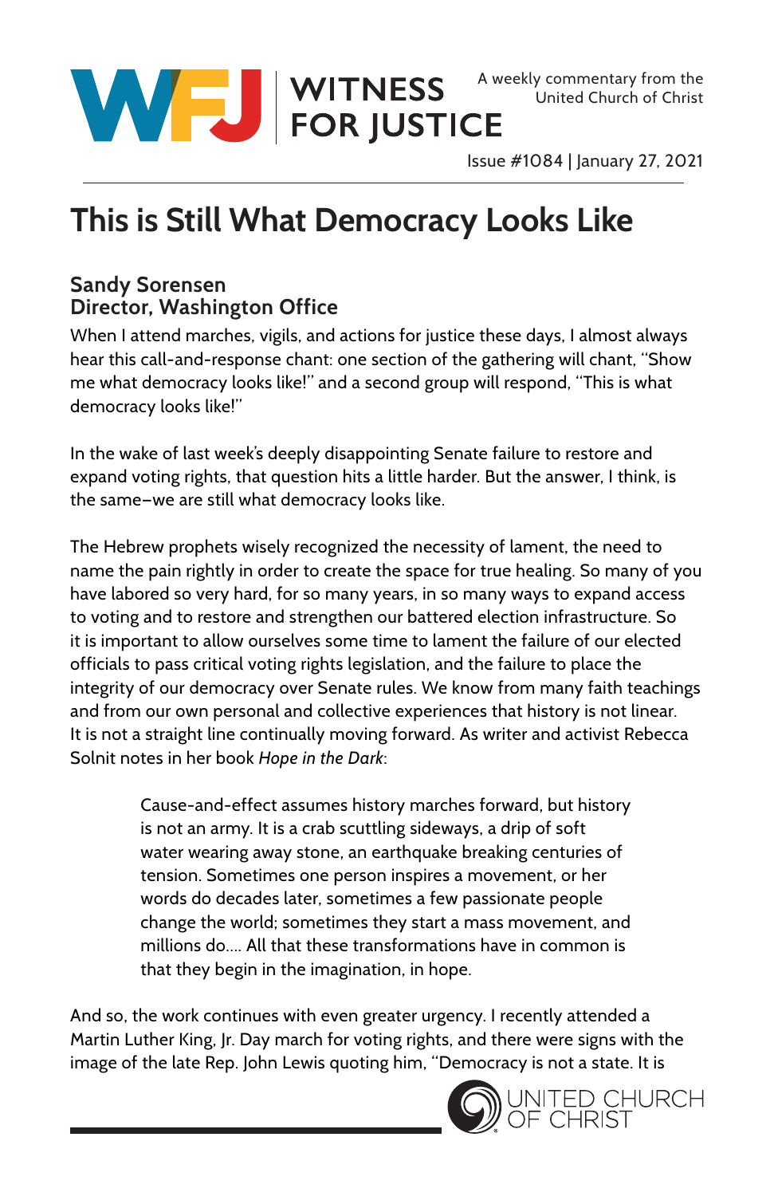# WITNESS FOR JUSTICE

A weekly commentary from the United Church of Christ

Issue #1084 | January 27, 2021

## This is Still What Democracy Looks Like

**Sandy Sorensen**
**Director, Washington Office**

When I attend marches, vigils, and actions for justice these days, I almost always hear this call-and-response chant: one section of the gathering will chant, "Show me what democracy looks like!" and a second group will respond, "This is what democracy looks like!"

In the wake of last week's deeply disappointing Senate failure to restore and expand voting rights, that question hits a little harder. But the answer, I think, is the same–we are still what democracy looks like.

The Hebrew prophets wisely recognized the necessity of lament, the need to name the pain rightly in order to create the space for true healing. So many of you have labored so very hard, for so many years, in so many ways to expand access to voting and to restore and strengthen our battered election infrastructure. So it is important to allow ourselves some time to lament the failure of our elected officials to pass critical voting rights legislation, and the failure to place the integrity of our democracy over Senate rules. We know from many faith teachings and from our own personal and collective experiences that history is not linear. It is not a straight line continually moving forward. As writer and activist Rebecca Solnit notes in her book *Hope in the Dark*:

> Cause-and-effect assumes history marches forward, but history is not an army. It is a crab scuttling sideways, a drip of soft water wearing away stone, an earthquake breaking centuries of tension. Sometimes one person inspires a movement, or her words do decades later, sometimes a few passionate people change the world; sometimes they start a mass movement, and millions do.... All that these transformations have in common is that they begin in the imagination, in hope.

And so, the work continues with even greater urgency. I recently attended a Martin Luther King, Jr. Day march for voting rights, and there were signs with the image of the late Rep. John Lewis quoting him, "Democracy is not a state. It is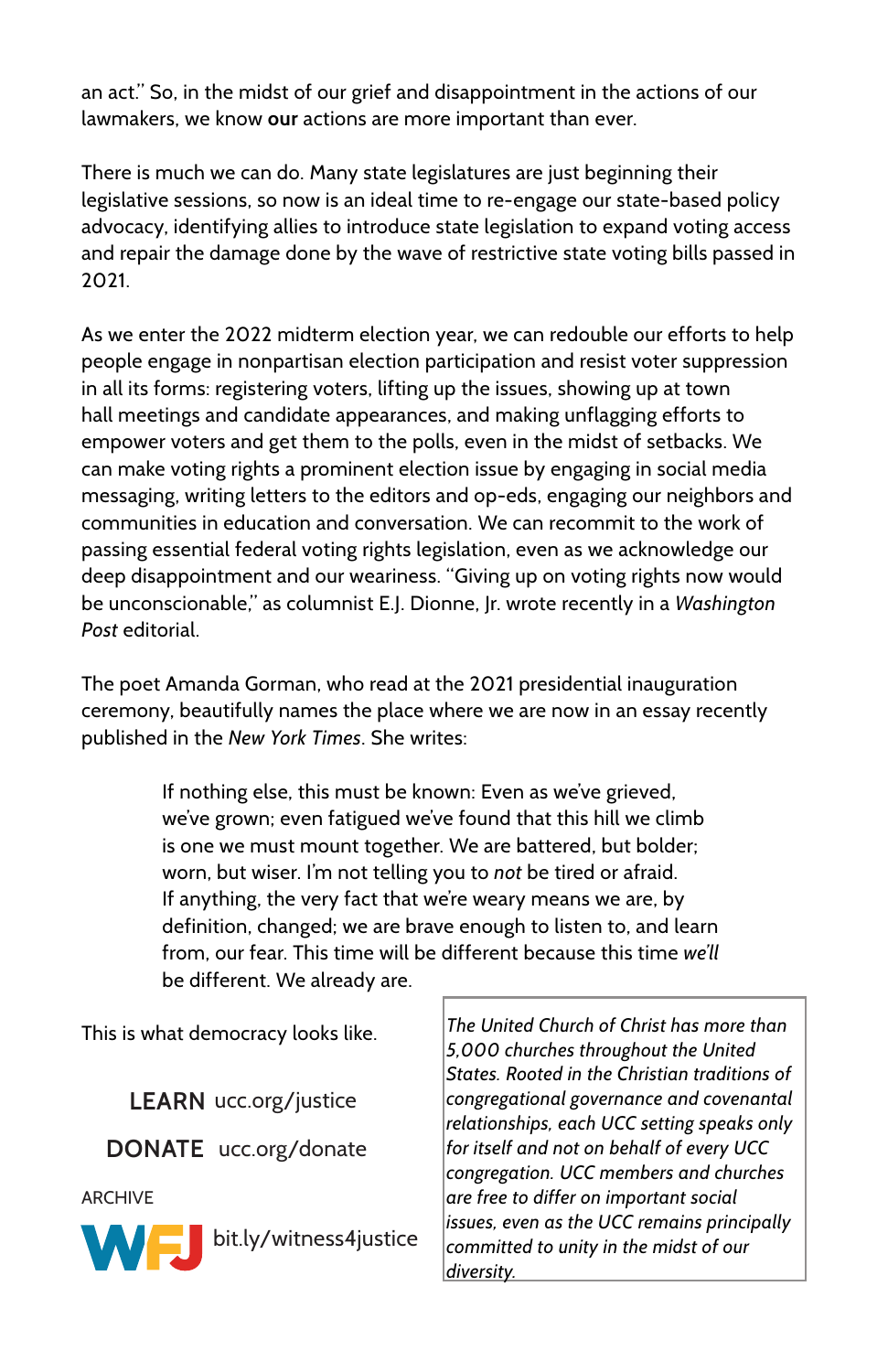an act." So, in the midst of our grief and disappointment in the actions of our lawmakers, we know **our** actions are more important than ever.

There is much we can do. Many state legislatures are just beginning their legislative sessions, so now is an ideal time to re-engage our state-based policy advocacy, identifying allies to introduce state legislation to expand voting access and repair the damage done by the wave of restrictive state voting bills passed in 2021.

As we enter the 2022 midterm election year, we can redouble our efforts to help people engage in nonpartisan election participation and resist voter suppression in all its forms: registering voters, lifting up the issues, showing up at town hall meetings and candidate appearances, and making unflagging efforts to empower voters and get them to the polls, even in the midst of setbacks. We can make voting rights a prominent election issue by engaging in social media messaging, writing letters to the editors and op-eds, engaging our neighbors and communities in education and conversation. We can recommit to the work of passing essential federal voting rights legislation, even as we acknowledge our deep disappointment and our weariness. "Giving up on voting rights now would be unconscionable," as columnist E.J. Dionne, Jr. wrote recently in a *Washington Post* editorial.

The poet Amanda Gorman, who read at the 2021 presidential inauguration ceremony, beautifully names the place where we are now in an essay recently published in the *New York Times*. She writes:

> If nothing else, this must be known: Even as we've grieved, we've grown; even fatigued we've found that this hill we climb is one we must mount together. We are battered, but bolder; worn, but wiser. I'm not telling you to *not* be tired or afraid. If anything, the very fact that we're weary means we are, by definition, changed; we are brave enough to listen to, and learn from, our fear. This time will be different because this time *we'll* be different. We already are.

This is what democracy looks like.

**LEARN** ucc.org/justice

**DONATE** ucc.org/donate

ARCHIVE

WFJ bit.ly/witness4justice

*The United Church of Christ has more than 5,000 churches throughout the United States. Rooted in the Christian traditions of congregational governance and covenantal relationships, each UCC setting speaks only for itself and not on behalf of every UCC congregation. UCC members and churches are free to differ on important social issues, even as the UCC remains principally committed to unity in the midst of our diversity.*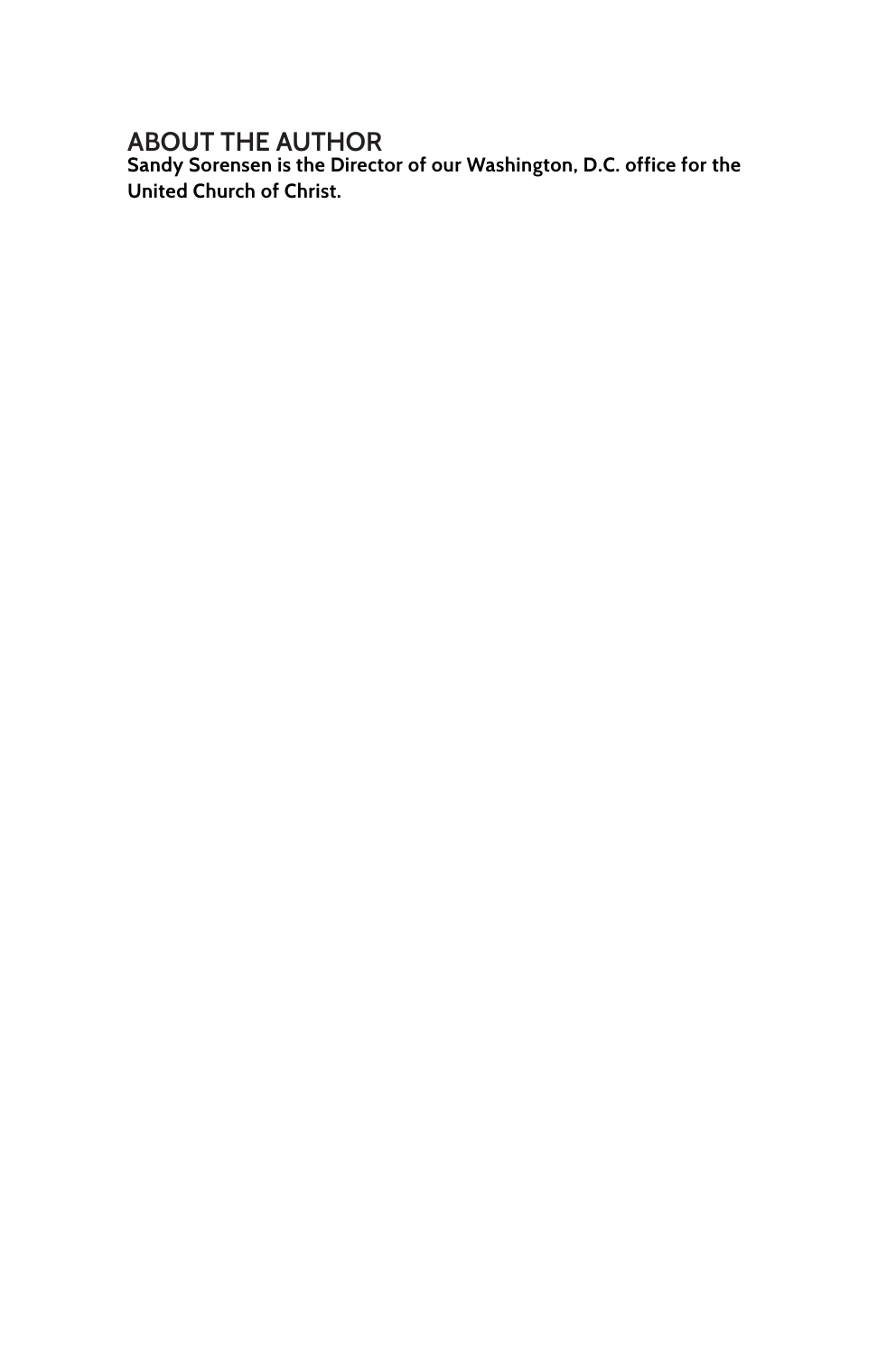## ABOUT THE AUTHOR

**Sandy Sorensen is the Director of our Washington, D.C. office for the United Church of Christ.**